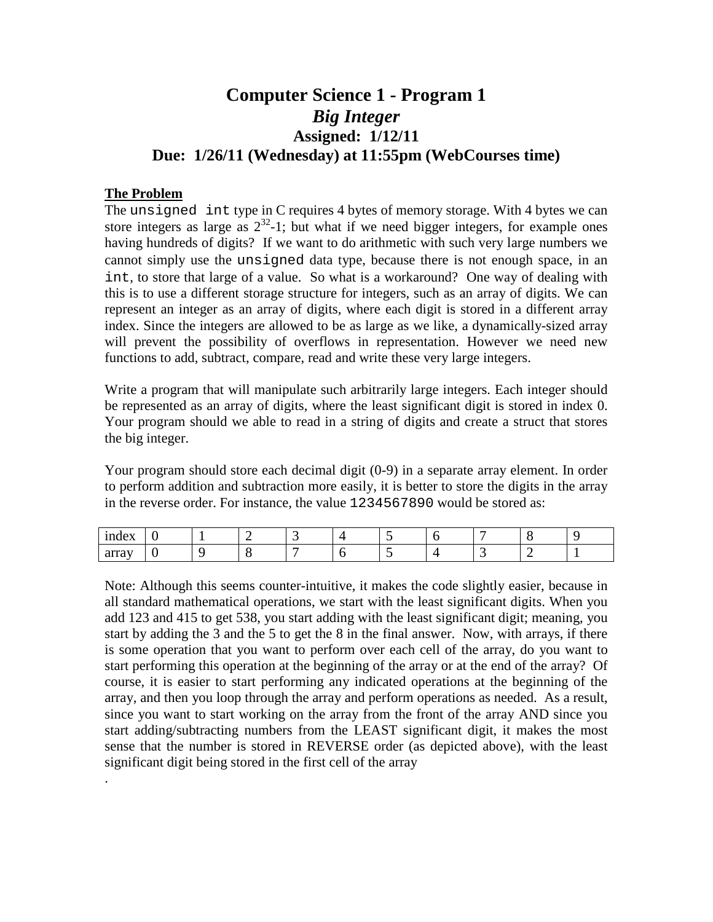# Computer Science 1 - Program 1

## *Big Integer*

### Assigned: 1/12/11

### Due: 1/26/11 (Wednesday) at 11:55pm (WebCourses time)

**The Problem**

The `unsigned int` type in C requires 4 bytes of memory storage. With 4 bytes we can store integers as large as $2^{32}$-1; but what if we need bigger integers, for example ones having hundreds of digits? If we want to do arithmetic with such very large numbers we cannot simply use the `unsigned` data type, because there is not enough space, in an `int`, to store that large of a value. So what is a workaround? One way of dealing with this is to use a different storage structure for integers, such as an array of digits. We can represent an integer as an array of digits, where each digit is stored in a different array index. Since the integers are allowed to be as large as we like, a dynamically-sized array will prevent the possibility of overflows in representation. However we need new functions to add, subtract, compare, read and write these very large integers.

Write a program that will manipulate such arbitrarily large integers. Each integer should be represented as an array of digits, where the least significant digit is stored in index 0. Your program should we able to read in a string of digits and create a struct that stores the big integer.

Your program should store each decimal digit (0-9) in a separate array element. In order to perform addition and subtraction more easily, it is better to store the digits in the array in the reverse order. For instance, the value `1234567890` would be stored as:

| index | 0 | 1 | 2 | 3 | 4 | 5 | 6 | 7 | 8 | 9 |
|---|---|---|---|---|---|---|---|---|---|---|
| array | 0 | 9 | 8 | 7 | 6 | 5 | 4 | 3 | 2 | 1 |

Note: Although this seems counter-intuitive, it makes the code slightly easier, because in all standard mathematical operations, we start with the least significant digits. When you add 123 and 415 to get 538, you start adding with the least significant digit; meaning, you start by adding the 3 and the 5 to get the 8 in the final answer. Now, with arrays, if there is some operation that you want to perform over each cell of the array, do you want to start performing this operation at the beginning of the array or at the end of the array? Of course, it is easier to start performing any indicated operations at the beginning of the array, and then you loop through the array and perform operations as needed. As a result, since you want to start working on the array from the front of the array AND since you start adding/subtracting numbers from the LEAST significant digit, it makes the most sense that the number is stored in REVERSE order (as depicted above), with the least significant digit being stored in the first cell of the array

.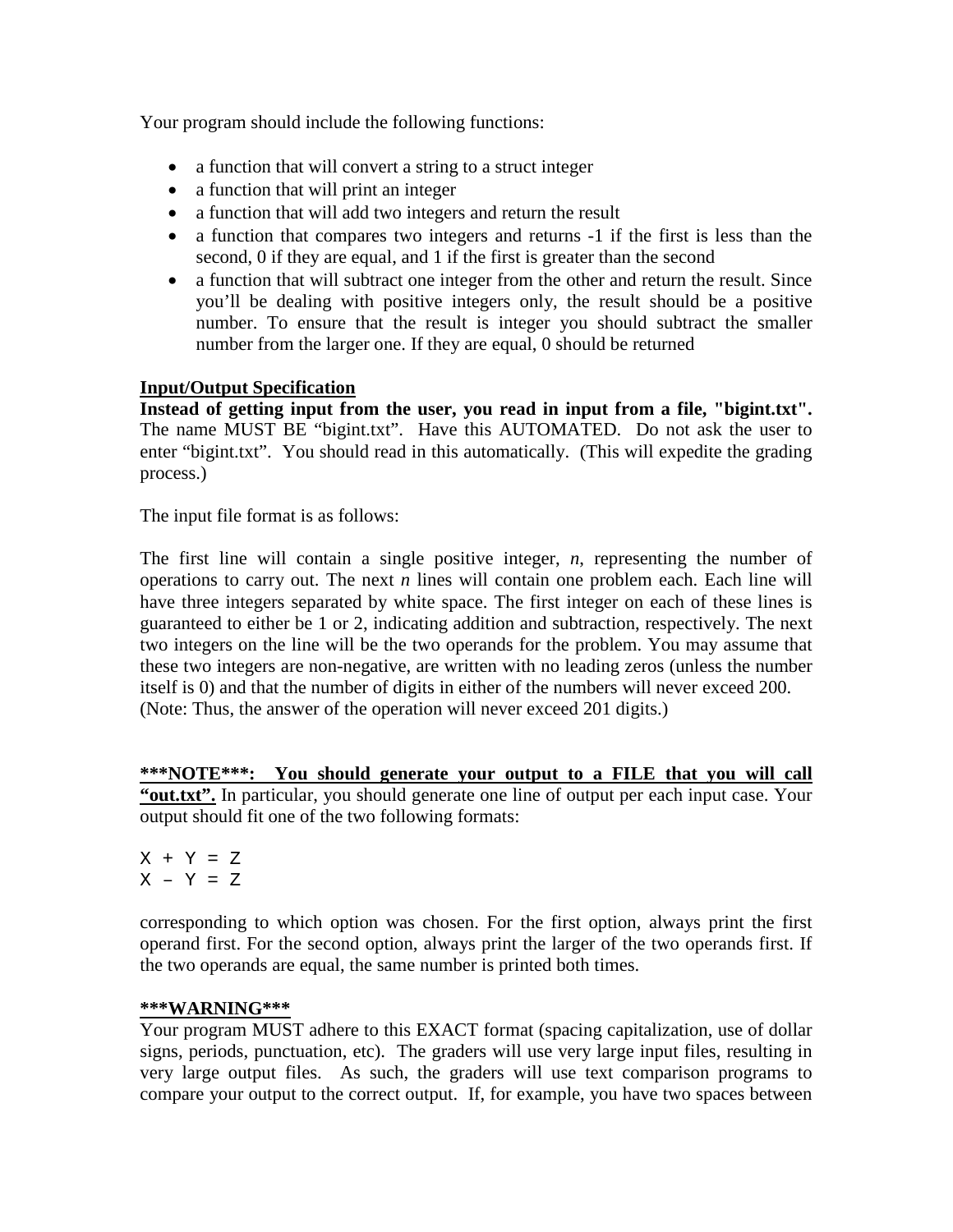Your program should include the following functions:

- a function that will convert a string to a struct integer
- a function that will print an integer
- a function that will add two integers and return the result
- a function that compares two integers and returns -1 if the first is less than the second, 0 if they are equal, and 1 if the first is greater than the second
- a function that will subtract one integer from the other and return the result. Since you'll be dealing with positive integers only, the result should be a positive number. To ensure that the result is integer you should subtract the smaller number from the larger one. If they are equal, 0 should be returned

**<u>Input/Output Specification</u>**

**Instead of getting input from the user, you read in input from a file, "bigint.txt".** The name MUST BE "bigint.txt". Have this AUTOMATED. Do not ask the user to enter "bigint.txt". You should read in this automatically. (This will expedite the grading process.)

The input file format is as follows:

The first line will contain a single positive integer, *n*, representing the number of operations to carry out. The next *n* lines will contain one problem each. Each line will have three integers separated by white space. The first integer on each of these lines is guaranteed to either be 1 or 2, indicating addition and subtraction, respectively. The next two integers on the line will be the two operands for the problem. You may assume that these two integers are non-negative, are written with no leading zeros (unless the number itself is 0) and that the number of digits in either of the numbers will never exceed 200. (Note: Thus, the answer of the operation will never exceed 201 digits.)

**<u>\*\*\*NOTE\*\*\*: You should generate your output to a FILE that you will call "out.txt".</u>** In particular, you should generate one line of output per each input case. Your output should fit one of the two following formats:

```
X + Y = Z
X – Y = Z
```

corresponding to which option was chosen. For the first option, always print the first operand first. For the second option, always print the larger of the two operands first. If the two operands are equal, the same number is printed both times.

**<u>\*\*\*WARNING\*\*\*</u>**

Your program MUST adhere to this EXACT format (spacing capitalization, use of dollar signs, periods, punctuation, etc). The graders will use very large input files, resulting in very large output files. As such, the graders will use text comparison programs to compare your output to the correct output. If, for example, you have two spaces between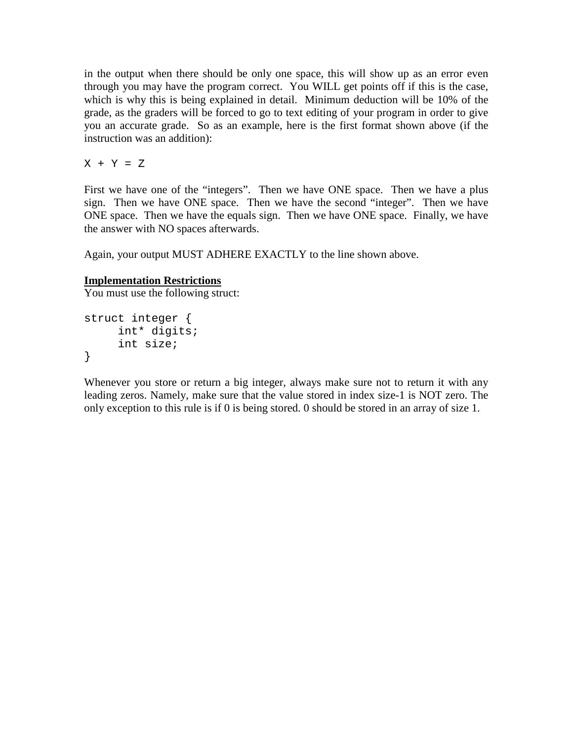in the output when there should be only one space, this will show up as an error even through you may have the program correct. You WILL get points off if this is the case, which is why this is being explained in detail. Minimum deduction will be 10% of the grade, as the graders will be forced to go to text editing of your program in order to give you an accurate grade. So as an example, here is the first format shown above (if the instruction was an addition):

```
X + Y = Z
```

First we have one of the "integers". Then we have ONE space. Then we have a plus sign. Then we have ONE space. Then we have the second "integer". Then we have ONE space. Then we have the equals sign. Then we have ONE space. Finally, we have the answer with NO spaces afterwards.

Again, your output MUST ADHERE EXACTLY to the line shown above.

**Implementation Restrictions**

You must use the following struct:

```
struct integer {
     int* digits;
     int size;
}
```

Whenever you store or return a big integer, always make sure not to return it with any leading zeros. Namely, make sure that the value stored in index size-1 is NOT zero. The only exception to this rule is if 0 is being stored. 0 should be stored in an array of size 1.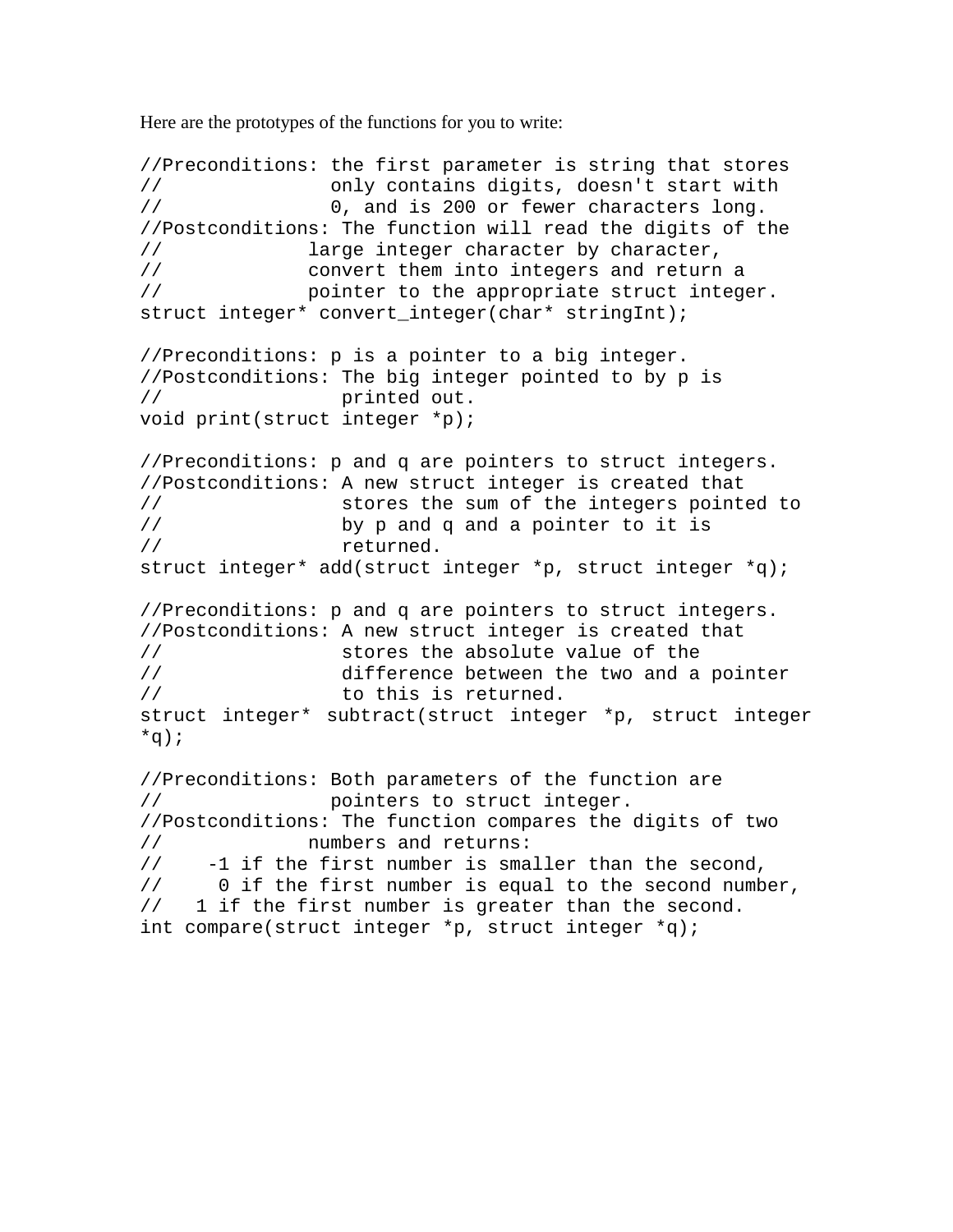Here are the prototypes of the functions for you to write:

```
//Preconditions: the first parameter is string that stores
//               only contains digits, doesn't start with
//               0, and is 200 or fewer characters long.
//Postconditions: The function will read the digits of the
//             large integer character by character,
//             convert them into integers and return a
//             pointer to the appropriate struct integer.
struct integer* convert_integer(char* stringInt);

//Preconditions: p is a pointer to a big integer.
//Postconditions: The big integer pointed to by p is
//                printed out.
void print(struct integer *p);

//Preconditions: p and q are pointers to struct integers.
//Postconditions: A new struct integer is created that
//                stores the sum of the integers pointed to
//                by p and q and a pointer to it is
//                returned.
struct integer* add(struct integer *p, struct integer *q);

//Preconditions: p and q are pointers to struct integers.
//Postconditions: A new struct integer is created that
//                stores the absolute value of the
//                difference between the two and a pointer
//                to this is returned.
struct integer* subtract(struct integer *p, struct integer
*q);

//Preconditions: Both parameters of the function are
//               pointers to struct integer.
//Postconditions: The function compares the digits of two
//             numbers and returns:
//    -1 if the first number is smaller than the second,
//     0 if the first number is equal to the second number,
//   1 if the first number is greater than the second.
int compare(struct integer *p, struct integer *q);
```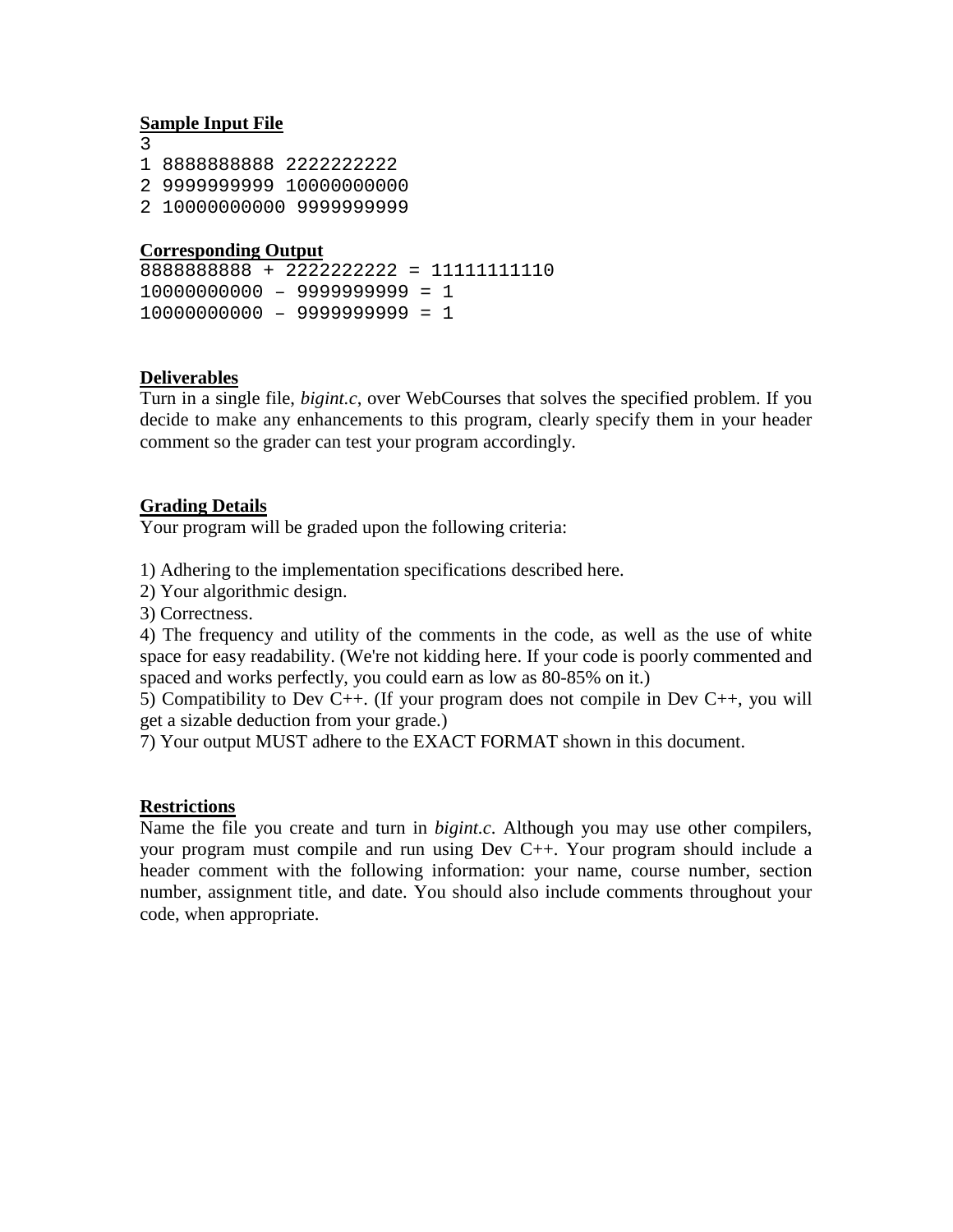**Sample Input File**

```
3
1 8888888888 2222222222
2 9999999999 10000000000
2 10000000000 9999999999
```

**Corresponding Output**

```
8888888888 + 2222222222 = 11111111110
10000000000 – 9999999999 = 1
10000000000 – 9999999999 = 1
```

**Deliverables**

Turn in a single file, *bigint.c*, over WebCourses that solves the specified problem. If you decide to make any enhancements to this program, clearly specify them in your header comment so the grader can test your program accordingly.

**Grading Details**

Your program will be graded upon the following criteria:

1) Adhering to the implementation specifications described here.
2) Your algorithmic design.
3) Correctness.
4) The frequency and utility of the comments in the code, as well as the use of white space for easy readability. (We're not kidding here. If your code is poorly commented and spaced and works perfectly, you could earn as low as 80-85% on it.)
5) Compatibility to Dev C++. (If your program does not compile in Dev C++, you will get a sizable deduction from your grade.)
7) Your output MUST adhere to the EXACT FORMAT shown in this document.

**Restrictions**

Name the file you create and turn in *bigint.c*. Although you may use other compilers, your program must compile and run using Dev C++. Your program should include a header comment with the following information: your name, course number, section number, assignment title, and date. You should also include comments throughout your code, when appropriate.